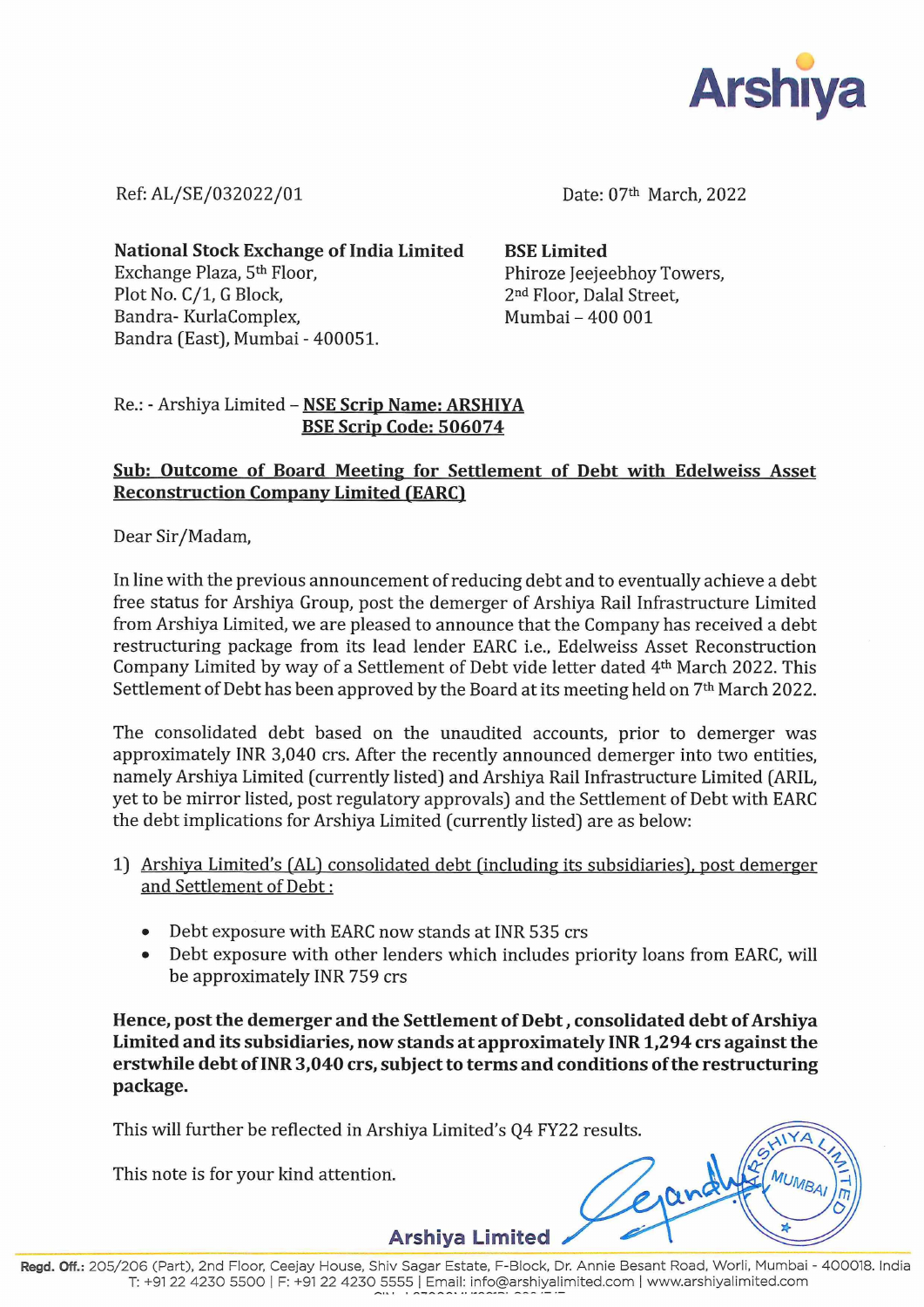Arshiya

Ref: AL/SE/032022/01

Date: 07th March, 2022

**National Stock Exchange of India Limited**
Exchange Plaza, 5th Floor,
Plot No. C/1, G Block,
Bandra- KurlaComplex,
Bandra (East), Mumbai - 400051.

**BSE Limited**
Phiroze Jeejeebhoy Towers,
2nd Floor, Dalal Street,
Mumbai – 400 001

Re.: - Arshiya Limited – **NSE Scrip Name: ARSHIYA**
**BSE Scrip Code: 506074**

**Sub: Outcome of Board Meeting for Settlement of Debt with Edelweiss Asset Reconstruction Company Limited (EARC)**

Dear Sir/Madam,

In line with the previous announcement of reducing debt and to eventually achieve a debt free status for Arshiya Group, post the demerger of Arshiya Rail Infrastructure Limited from Arshiya Limited, we are pleased to announce that the Company has received a debt restructuring package from its lead lender EARC i.e., Edelweiss Asset Reconstruction Company Limited by way of a Settlement of Debt vide letter dated 4th March 2022. This Settlement of Debt has been approved by the Board at its meeting held on 7th March 2022.

The consolidated debt based on the unaudited accounts, prior to demerger was approximately INR 3,040 crs. After the recently announced demerger into two entities, namely Arshiya Limited (currently listed) and Arshiya Rail Infrastructure Limited (ARIL, yet to be mirror listed, post regulatory approvals) and the Settlement of Debt with EARC the debt implications for Arshiya Limited (currently listed) are as below:

1) Arshiya Limited's (AL) consolidated debt (including its subsidiaries), post demerger and Settlement of Debt :

   - Debt exposure with EARC now stands at INR 535 crs
   - Debt exposure with other lenders which includes priority loans from EARC, will be approximately INR 759 crs

**Hence, post the demerger and the Settlement of Debt, consolidated debt of Arshiya Limited and its subsidiaries, now stands at approximately INR 1,294 crs against the erstwhile debt of INR 3,040 crs, subject to terms and conditions of the restructuring package.**

This will further be reflected in Arshiya Limited's Q4 FY22 results.

This note is for your kind attention.

**Arshiya Limited**

**Regd. Off.:** 205/206 (Part), 2nd Floor, Ceejay House, Shiv Sagar Estate, F-Block, Dr. Annie Besant Road, Worli, Mumbai - 400018. India
T: +91 22 4230 5500 | F: +91 22 4230 5555 | Email: info@arshiyalimited.com | www.arshiyalimited.com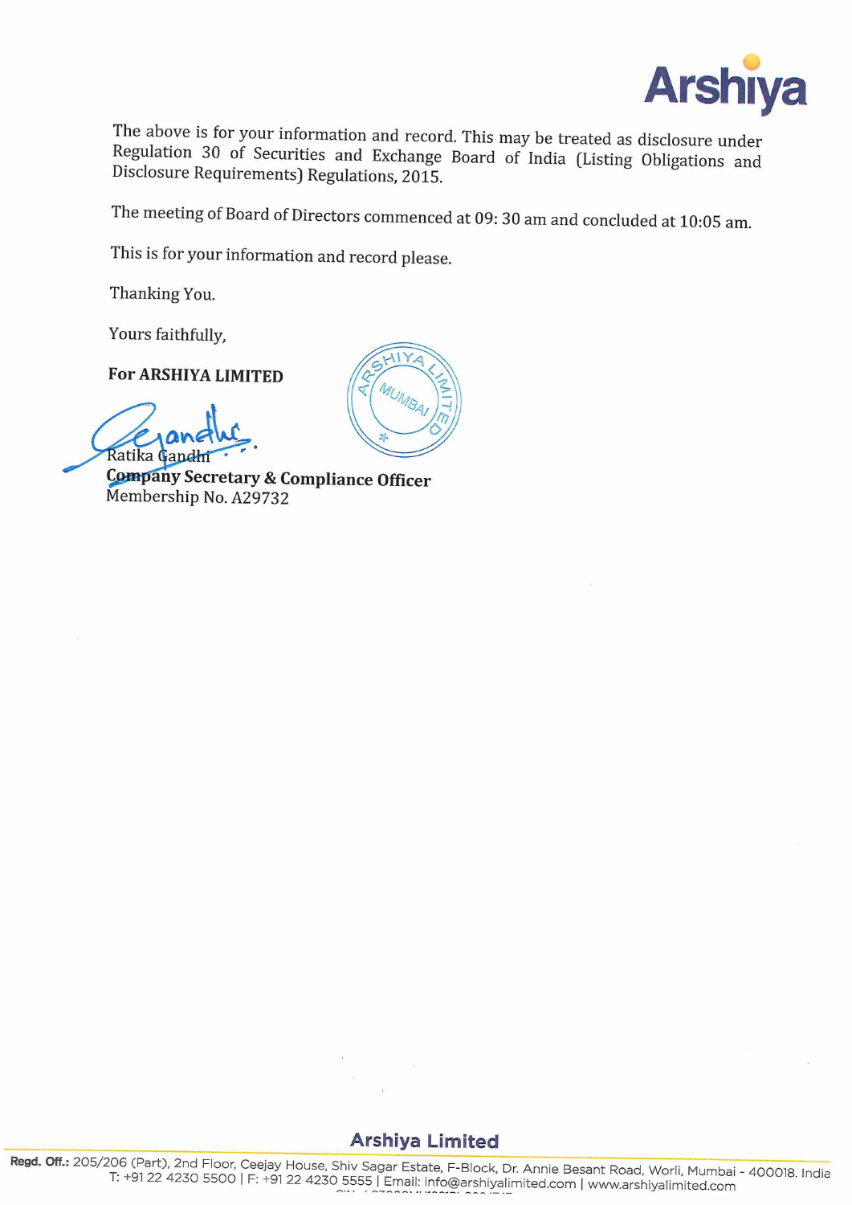The above is for your information and record. This may be treated as disclosure under Regulation 30 of Securities and Exchange Board of India (Listing Obligations and Disclosure Requirements) Regulations, 2015.

The meeting of Board of Directors commenced at 09: 30 am and concluded at 10:05 am.

This is for your information and record please.

Thanking You.

Yours faithfully,

**For ARSHIYA LIMITED**

Ratika Gandhi
**Company Secretary & Compliance Officer**
Membership No. A29732